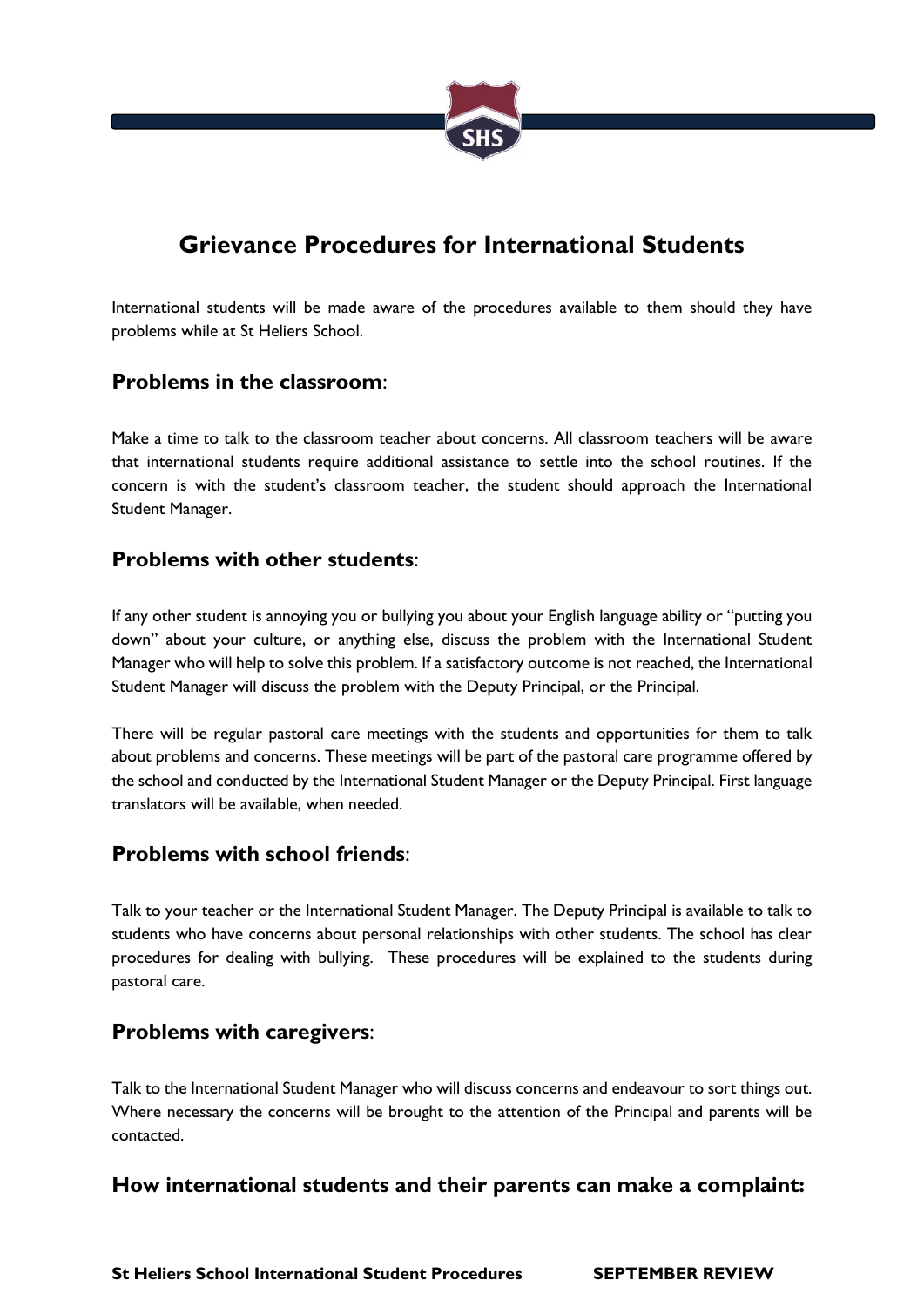# Grievance Procedures for International Students

International students will be made aware of the procedures available to them should they have problems while at St Heliers School.

## Problems in the classroom:

Make a time to talk to the classroom teacher about concerns. All classroom teachers will be aware that international students require additional assistance to settle into the school routines. If the concern is with the student's classroom teacher, the student should approach the International Student Manager.

## Problems with other students:

If any other student is annoying you or bullying you about your English language ability or "putting you down" about your culture, or anything else, discuss the problem with the International Student Manager who will help to solve this problem. If a satisfactory outcome is not reached, the International Student Manager will discuss the problem with the Deputy Principal, or the Principal.

There will be regular pastoral care meetings with the students and opportunities for them to talk about problems and concerns. These meetings will be part of the pastoral care programme offered by the school and conducted by the International Student Manager or the Deputy Principal. First language translators will be available, when needed.

## Problems with school friends:

Talk to your teacher or the International Student Manager. The Deputy Principal is available to talk to students who have concerns about personal relationships with other students. The school has clear procedures for dealing with bullying. These procedures will be explained to the students during pastoral care.

## Problems with caregivers:

Talk to the International Student Manager who will discuss concerns and endeavour to sort things out. Where necessary the concerns will be brought to the attention of the Principal and parents will be contacted.

## How international students and their parents can make a complaint: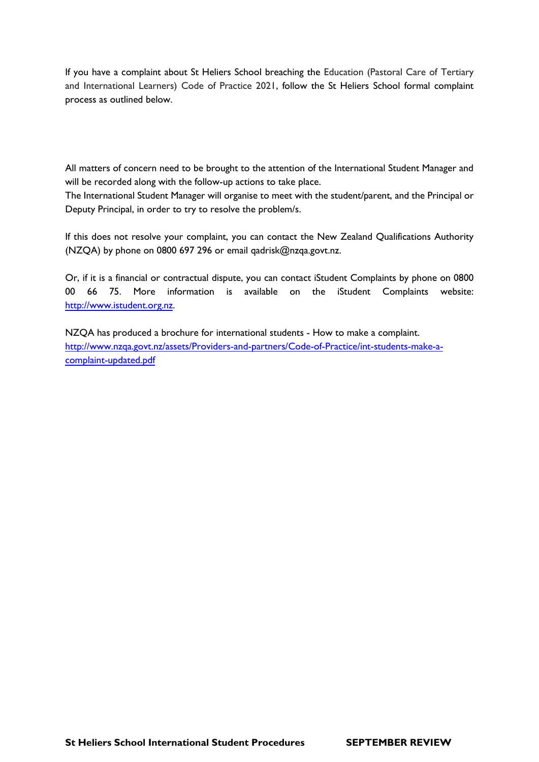If you have a complaint about St Heliers School breaching the Education (Pastoral Care of Tertiary and International Learners) Code of Practice 2021, follow the St Heliers School formal complaint process as outlined below.

All matters of concern need to be brought to the attention of the International Student Manager and will be recorded along with the follow-up actions to take place.
The International Student Manager will organise to meet with the student/parent, and the Principal or Deputy Principal, in order to try to resolve the problem/s.

If this does not resolve your complaint, you can contact the New Zealand Qualifications Authority (NZQA) by phone on 0800 697 296 or email qadrisk@nzqa.govt.nz.

Or, if it is a financial or contractual dispute, you can contact iStudent Complaints by phone on 0800 00 66 75. More information is available on the iStudent Complaints website: [http://www.istudent.org.nz](http://www.istudent.org.nz).

NZQA has produced a brochure for international students - How to make a complaint.
[http://www.nzqa.govt.nz/assets/Providers-and-partners/Code-of-Practice/int-students-make-a-complaint-updated.pdf](http://www.nzqa.govt.nz/assets/Providers-and-partners/Code-of-Practice/int-students-make-a-complaint-updated.pdf)